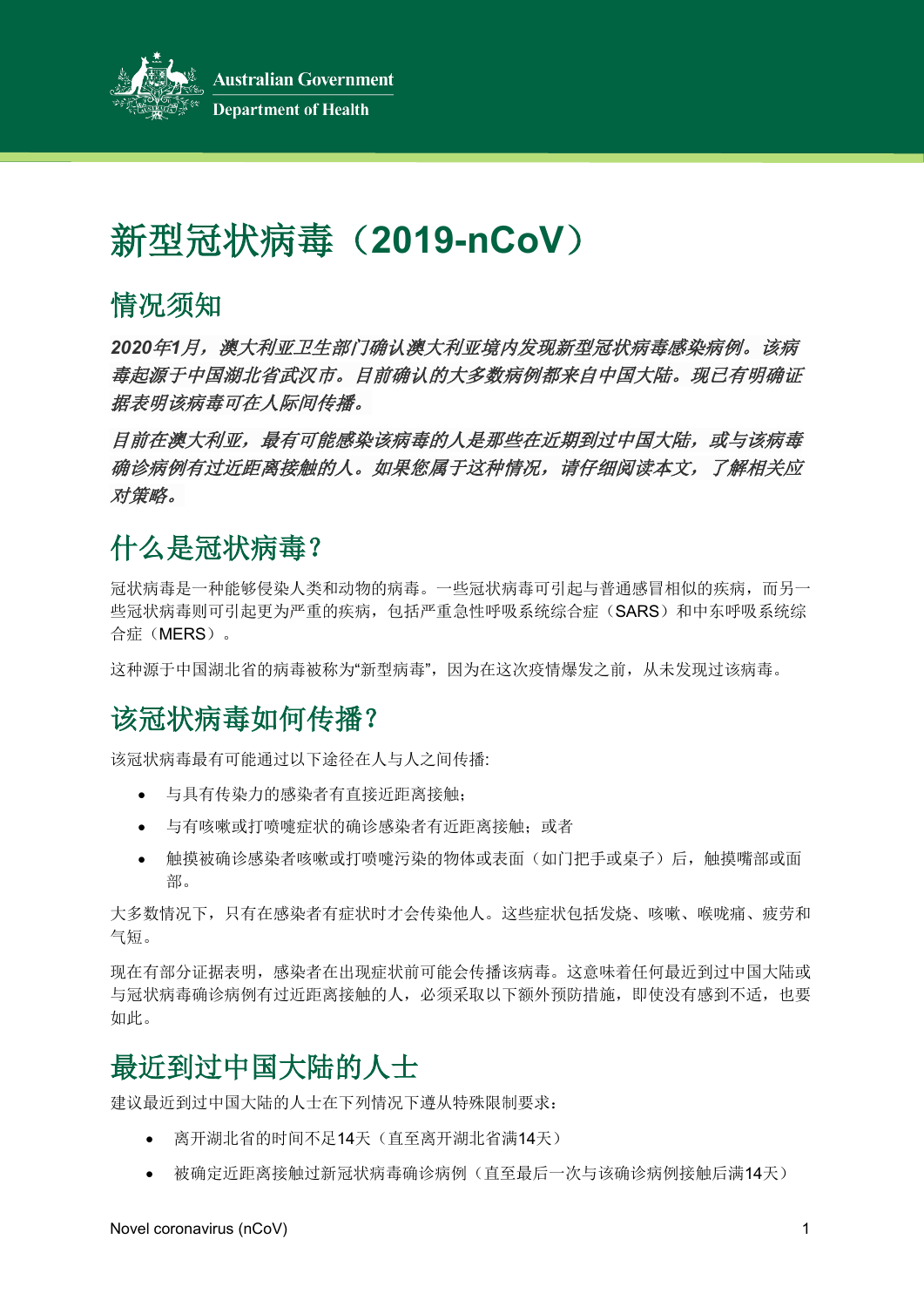Australian Government

Department of Health

# 新型冠状病毒（2019-nCoV）

## 情况须知

***2020年1月，澳大利亚卫生部门确认澳大利亚境内发现新型冠状病毒感染病例。该病毒起源于中国湖北省武汉市。目前确认的大多数病例都来自中国大陆。现已有明确证据表明该病毒可在人际间传播。***

***目前在澳大利亚，最有可能感染该病毒的人是那些在近期到过中国大陆，或与该病毒确诊病例有过近距离接触的人。如果您属于这种情况，请仔细阅读本文，了解相关应对策略。***

## 什么是冠状病毒？

冠状病毒是一种能够侵染人类和动物的病毒。一些冠状病毒可引起与普通感冒相似的疾病，而另一些冠状病毒则可引起更为严重的疾病，包括严重急性呼吸系统综合症（SARS）和中东呼吸系统综合症（MERS）。

这种源于中国湖北省的病毒被称为"新型病毒"，因为在这次疫情爆发之前，从未发现过该病毒。

## 该冠状病毒如何传播？

该冠状病毒最有可能通过以下途径在人与人之间传播:

- 与具有传染力的感染者有直接近距离接触；
- 与有咳嗽或打喷嚏症状的确诊感染者有近距离接触；或者
- 触摸被确诊感染者咳嗽或打喷嚏污染的物体或表面（如门把手或桌子）后，触摸嘴部或面部。

大多数情况下，只有在感染者有症状时才会传染他人。这些症状包括发烧、咳嗽、喉咙痛、疲劳和气短。

现在有部分证据表明，感染者在出现症状前可能会传播该病毒。这意味着任何最近到过中国大陆或与冠状病毒确诊病例有过近距离接触的人，必须采取以下额外预防措施，即使没有感到不适，也要如此。

## 最近到过中国大陆的人士

建议最近到过中国大陆的人士在下列情况下遵从特殊限制要求：

- 离开湖北省的时间不足14天（直至离开湖北省满14天）
- 被确定近距离接触过新冠状病毒确诊病例（直至最后一次与该确诊病例接触后满14天）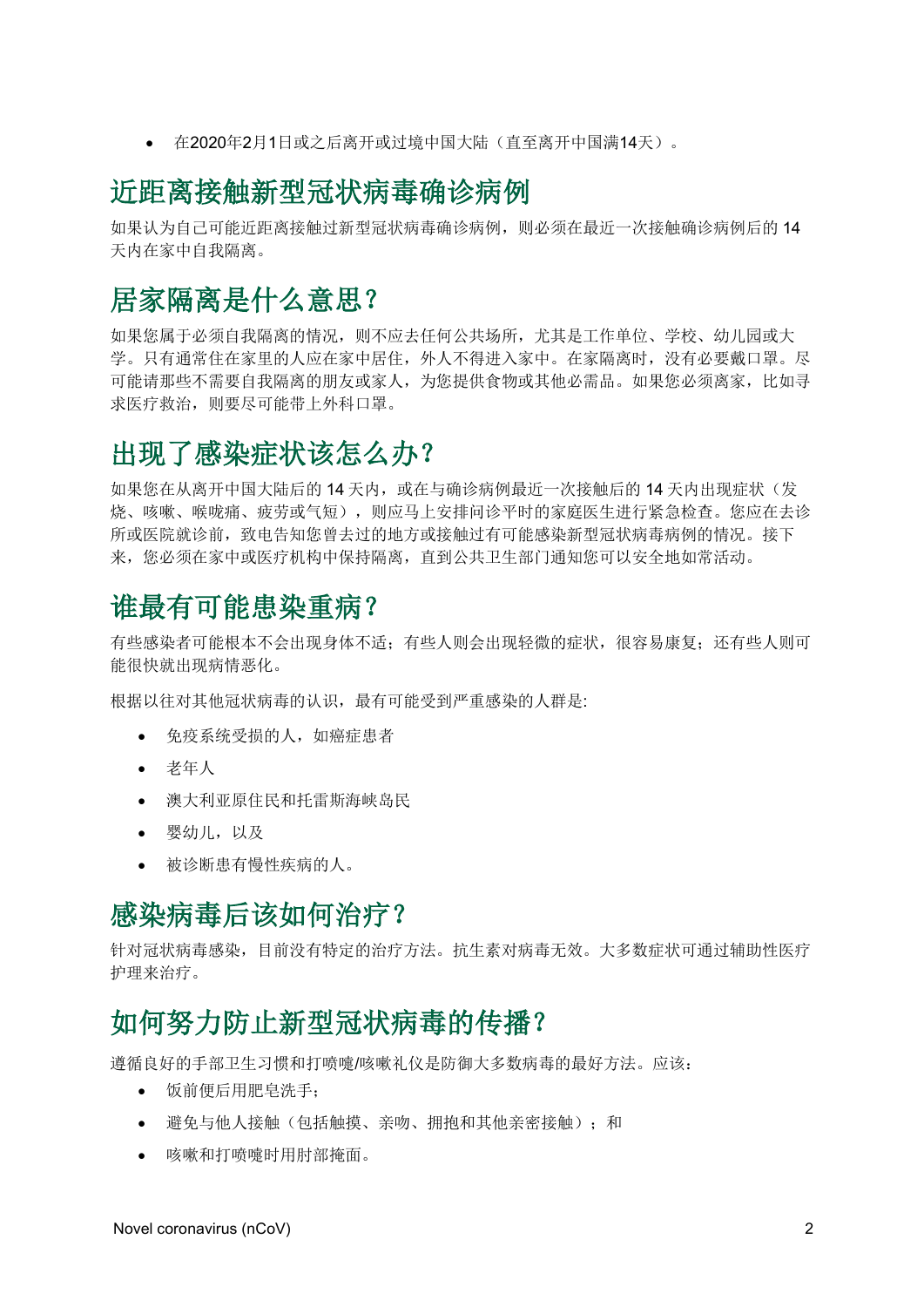- 在2020年2月1日或之后离开或过境中国大陆（直至离开中国满14天）。

## 近距离接触新型冠状病毒确诊病例

如果认为自己可能近距离接触过新型冠状病毒确诊病例，则必须在最近一次接触确诊病例后的 14 天内在家中自我隔离。

## 居家隔离是什么意思？

如果您属于必须自我隔离的情况，则不应去任何公共场所，尤其是工作单位、学校、幼儿园或大学。只有通常住在家里的人应在家中居住，外人不得进入家中。在家隔离时，没有必要戴口罩。尽可能请那些不需要自我隔离的朋友或家人，为您提供食物或其他必需品。如果您必须离家，比如寻求医疗救治，则要尽可能带上外科口罩。

## 出现了感染症状该怎么办？

如果您在从离开中国大陆后的 14 天内，或在与确诊病例最近一次接触后的 14 天内出现症状（发烧、咳嗽、喉咙痛、疲劳或气短），则应马上安排问诊平时的家庭医生进行紧急检查。您应在去诊所或医院就诊前，致电告知您曾去过的地方或接触过有可能感染新型冠状病毒病例的情况。接下来，您必须在家中或医疗机构中保持隔离，直到公共卫生部门通知您可以安全地如常活动。

## 谁最有可能患染重病？

有些感染者可能根本不会出现身体不适；有些人则会出现轻微的症状，很容易康复；还有些人则可能很快就出现病情恶化。

根据以往对其他冠状病毒的认识，最有可能受到严重感染的人群是:

- 免疫系统受损的人，如癌症患者
- 老年人
- 澳大利亚原住民和托雷斯海峡岛民
- 婴幼儿，以及
- 被诊断患有慢性疾病的人。

## 感染病毒后该如何治疗？

针对冠状病毒感染，目前没有特定的治疗方法。抗生素对病毒无效。大多数症状可通过辅助性医疗护理来治疗。

## 如何努力防止新型冠状病毒的传播？

遵循良好的手部卫生习惯和打喷嚏/咳嗽礼仪是防御大多数病毒的最好方法。应该：

- 饭前便后用肥皂洗手；
- 避免与他人接触（包括触摸、亲吻、拥抱和其他亲密接触）；和
- 咳嗽和打喷嚏时用肘部掩面。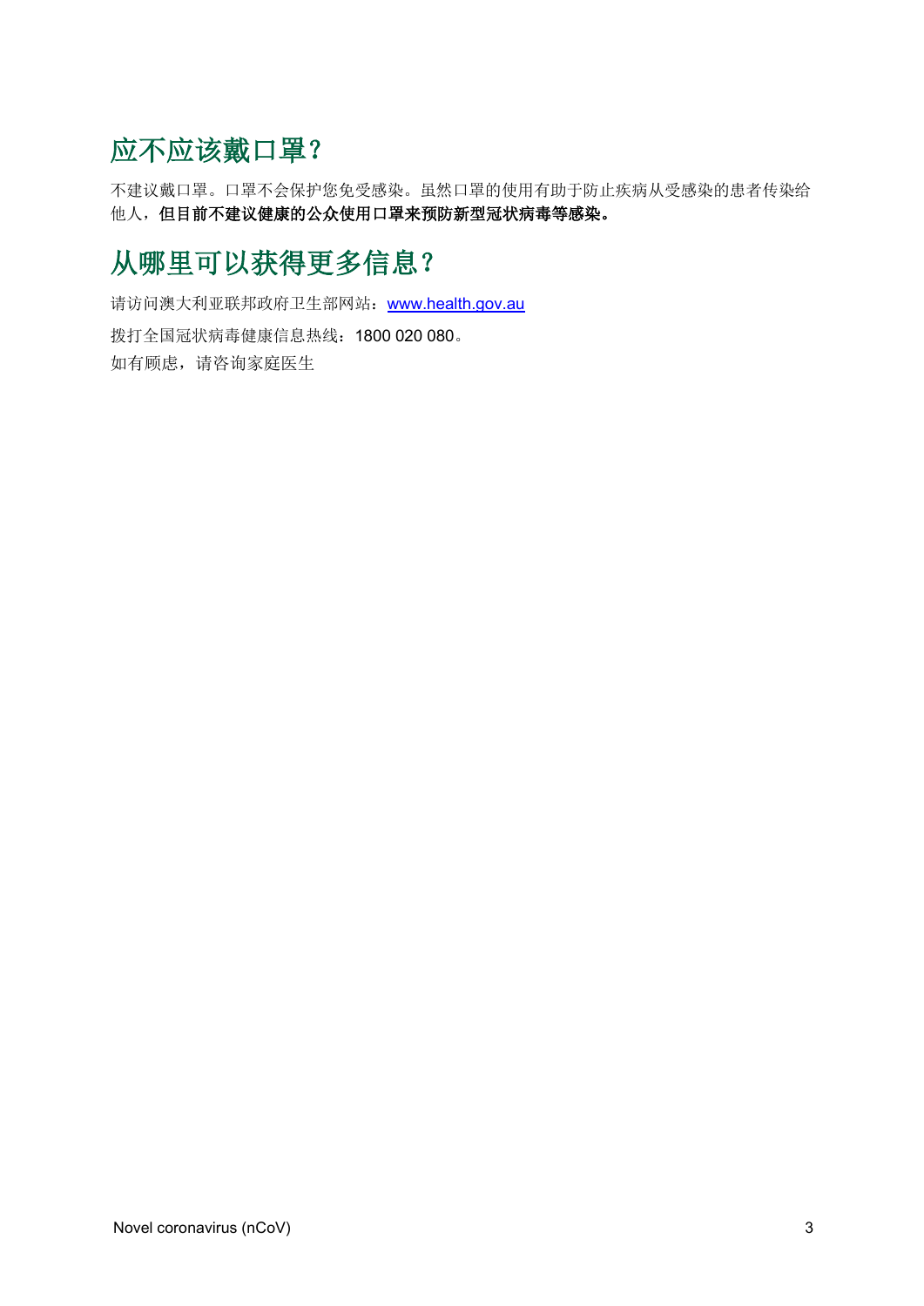## 应不应该戴口罩？

不建议戴口罩。口罩不会保护您免受感染。虽然口罩的使用有助于防止疾病从受感染的患者传染给他人，**但目前不建议健康的公众使用口罩来预防新型冠状病毒等感染。**

## 从哪里可以获得更多信息？

请访问澳大利亚联邦政府卫生部网站：[www.health.gov.au](http://www.health.gov.au)

拨打全国冠状病毒健康信息热线：1800 020 080。

如有顾虑，请咨询家庭医生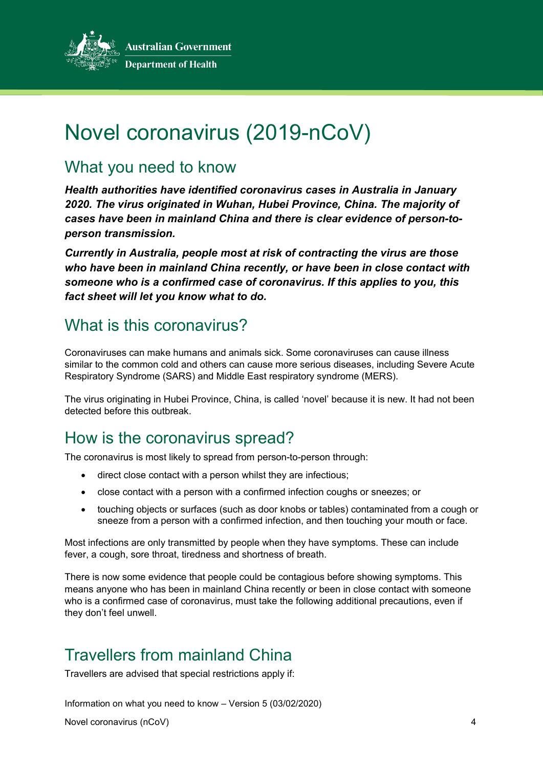# Novel coronavirus (2019-nCoV)

## What you need to know

***Health authorities have identified coronavirus cases in Australia in January 2020. The virus originated in Wuhan, Hubei Province, China. The majority of cases have been in mainland China and there is clear evidence of person-to-person transmission.***

***Currently in Australia, people most at risk of contracting the virus are those who have been in mainland China recently, or have been in close contact with someone who is a confirmed case of coronavirus. If this applies to you, this fact sheet will let you know what to do.***

## What is this coronavirus?

Coronaviruses can make humans and animals sick. Some coronaviruses can cause illness similar to the common cold and others can cause more serious diseases, including Severe Acute Respiratory Syndrome (SARS) and Middle East respiratory syndrome (MERS).

The virus originating in Hubei Province, China, is called 'novel' because it is new. It had not been detected before this outbreak.

## How is the coronavirus spread?

The coronavirus is most likely to spread from person-to-person through:

- direct close contact with a person whilst they are infectious;
- close contact with a person with a confirmed infection coughs or sneezes; or
- touching objects or surfaces (such as door knobs or tables) contaminated from a cough or sneeze from a person with a confirmed infection, and then touching your mouth or face.

Most infections are only transmitted by people when they have symptoms. These can include fever, a cough, sore throat, tiredness and shortness of breath.

There is now some evidence that people could be contagious before showing symptoms. This means anyone who has been in mainland China recently or been in close contact with someone who is a confirmed case of coronavirus, must take the following additional precautions, even if they don't feel unwell.

## Travellers from mainland China

Travellers are advised that special restrictions apply if: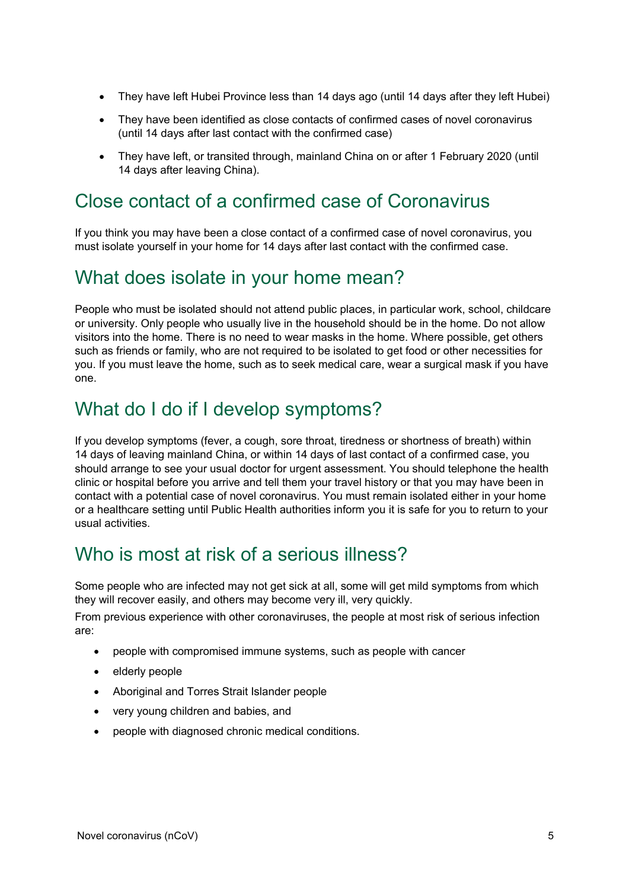- They have left Hubei Province less than 14 days ago (until 14 days after they left Hubei)
- They have been identified as close contacts of confirmed cases of novel coronavirus (until 14 days after last contact with the confirmed case)
- They have left, or transited through, mainland China on or after 1 February 2020 (until 14 days after leaving China).

## Close contact of a confirmed case of Coronavirus

If you think you may have been a close contact of a confirmed case of novel coronavirus, you must isolate yourself in your home for 14 days after last contact with the confirmed case.

## What does isolate in your home mean?

People who must be isolated should not attend public places, in particular work, school, childcare or university. Only people who usually live in the household should be in the home. Do not allow visitors into the home. There is no need to wear masks in the home. Where possible, get others such as friends or family, who are not required to be isolated to get food or other necessities for you. If you must leave the home, such as to seek medical care, wear a surgical mask if you have one.

## What do I do if I develop symptoms?

If you develop symptoms (fever, a cough, sore throat, tiredness or shortness of breath) within 14 days of leaving mainland China, or within 14 days of last contact of a confirmed case, you should arrange to see your usual doctor for urgent assessment. You should telephone the health clinic or hospital before you arrive and tell them your travel history or that you may have been in contact with a potential case of novel coronavirus. You must remain isolated either in your home or a healthcare setting until Public Health authorities inform you it is safe for you to return to your usual activities.

## Who is most at risk of a serious illness?

Some people who are infected may not get sick at all, some will get mild symptoms from which they will recover easily, and others may become very ill, very quickly.

From previous experience with other coronaviruses, the people at most risk of serious infection are:

- people with compromised immune systems, such as people with cancer
- elderly people
- Aboriginal and Torres Strait Islander people
- very young children and babies, and
- people with diagnosed chronic medical conditions.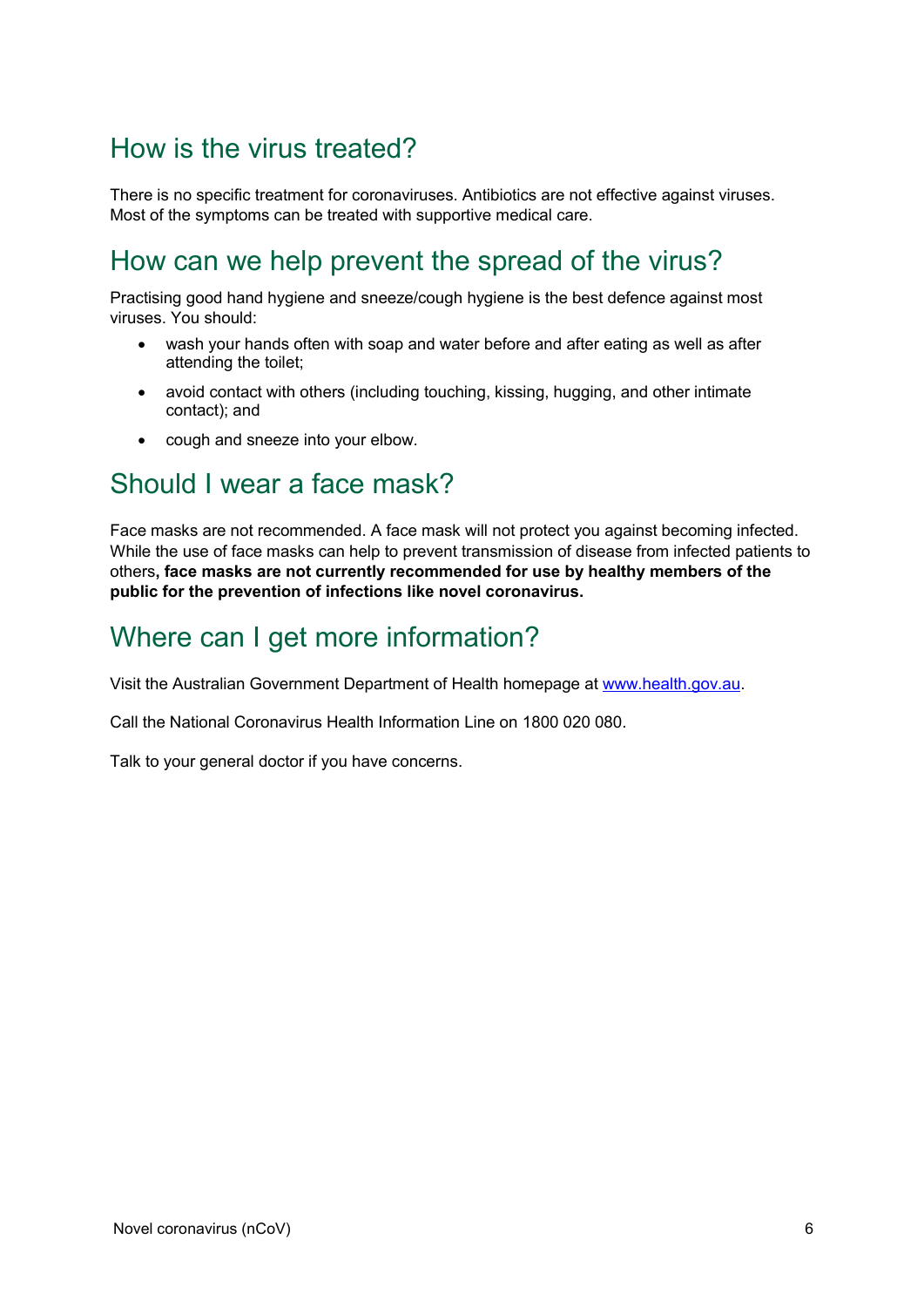## How is the virus treated?

There is no specific treatment for coronaviruses. Antibiotics are not effective against viruses. Most of the symptoms can be treated with supportive medical care.

## How can we help prevent the spread of the virus?

Practising good hand hygiene and sneeze/cough hygiene is the best defence against most viruses. You should:

- wash your hands often with soap and water before and after eating as well as after attending the toilet;
- avoid contact with others (including touching, kissing, hugging, and other intimate contact); and
- cough and sneeze into your elbow.

## Should I wear a face mask?

Face masks are not recommended. A face mask will not protect you against becoming infected. While the use of face masks can help to prevent transmission of disease from infected patients to others**, face masks are not currently recommended for use by healthy members of the public for the prevention of infections like novel coronavirus.**

## Where can I get more information?

Visit the Australian Government Department of Health homepage at [www.health.gov.au](http://www.health.gov.au).

Call the National Coronavirus Health Information Line on 1800 020 080.

Talk to your general doctor if you have concerns.